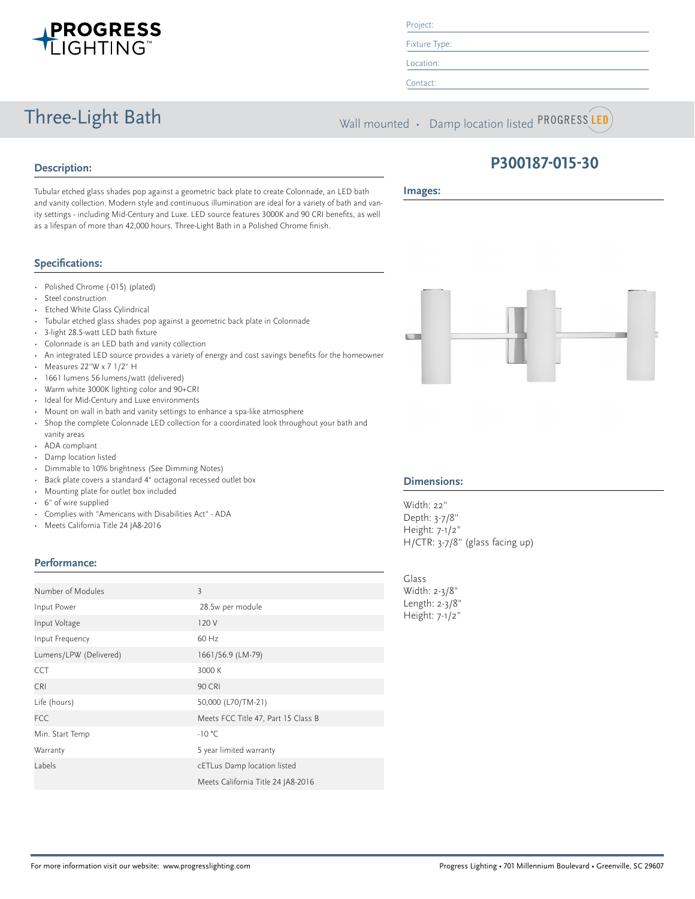# PROGRESS LIGHTING

Project:

Fixture Type:

Location:

Contact:

# Three-Light Bath

Wall mounted • Damp location listed PROGRESS LED

## P300187-015-30

## Description:

Tubular etched glass shades pop against a geometric back plate to create Colonnade, an LED bath and vanity collection. Modern style and continuous illumination are ideal for a variety of bath and vanity settings - including Mid-Century and Luxe. LED source features 3000K and 90 CRI benefits, as well as a lifespan of more than 42,000 hours. Three-Light Bath in a Polished Chrome finish.

## Images:

## Specifications:

- Polished Chrome (-015) (plated)
- Steel construction
- Etched White Glass Cylindrical
- Tubular etched glass shades pop against a geometric back plate in Colonnade
- 3-light 28.5-watt LED bath fixture
- Colonnade is an LED bath and vanity collection
- An integrated LED source provides a variety of energy and cost savings benefits for the homeowner
- Measures 22"W x 7 1/2" H
- 1661 lumens 56 lumens/watt (delivered)
- Warm white 3000K lighting color and 90+CRI
- Ideal for Mid-Century and Luxe environments
- Mount on wall in bath and vanity settings to enhance a spa-like atmosphere
- Shop the complete Colonnade LED collection for a coordinated look throughout your bath and vanity areas
- ADA compliant
- Damp location listed
- Dimmable to 10% brightness (See Dimming Notes)
- Back plate covers a standard 4" octagonal recessed outlet box
- Mounting plate for outlet box included
- 6" of wire supplied
- Complies with "Americans with Disabilities Act" - ADA
- Meets California Title 24 JA8-2016

## Dimensions:

Width: 22"
Depth: 3-7/8"
Height: 7-1/2"
H/CTR: 3-7/8" (glass facing up)

Glass
Width: 2-3/8"
Length: 2-3/8"
Height: 7-1/2"

## Performance:

| | |
|---|---|
| Number of Modules | 3 |
| Input Power | 28.5w per module |
| Input Voltage | 120 V |
| Input Frequency | 60 Hz |
| Lumens/LPW (Delivered) | 1661/56.9 (LM-79) |
| CCT | 3000 K |
| CRI | 90 CRI |
| Life (hours) | 50,000 (L70/TM-21) |
| FCC | Meets FCC Title 47, Part 15 Class B |
| Min. Start Temp | -10 °C |
| Warranty | 5 year limited warranty |
| Labels | cETLus Damp location listed |
| | Meets California Title 24 JA8-2016 |

For more information visit our website: www.progresslighting.com

Progress Lighting • 701 Millennium Boulevard • Greenville, SC 29607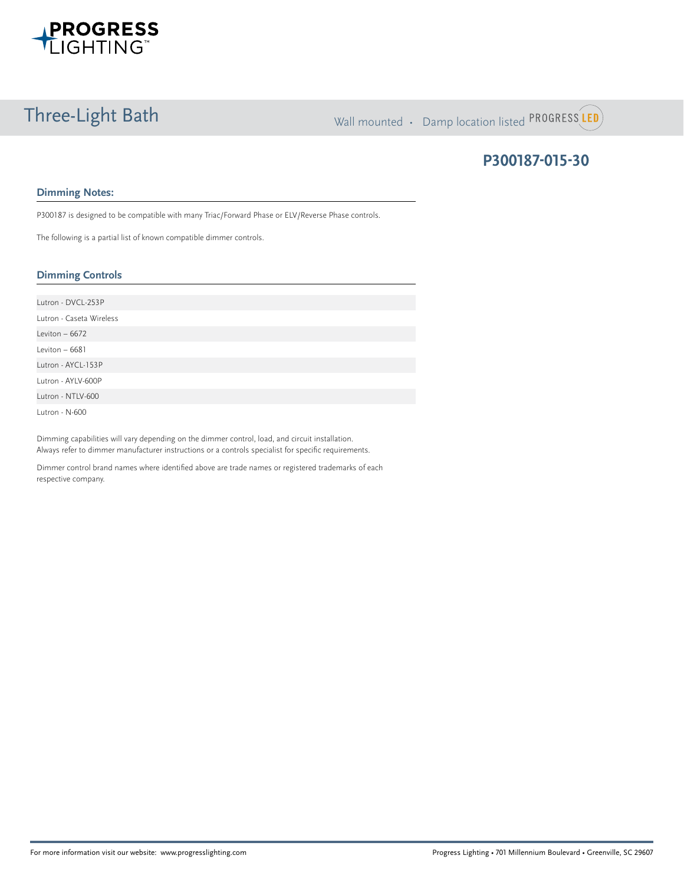# Three-Light Bath

Wall mounted • Damp location listed PROGRESS LED

## P300187-015-30

### Dimming Notes:

P300187 is designed to be compatible with many Triac/Forward Phase or ELV/Reverse Phase controls.

The following is a partial list of known compatible dimmer controls.

### Dimming Controls

- Lutron - DVCL-253P
- Lutron - Caseta Wireless
- Leviton – 6672
- Leviton – 6681
- Lutron - AYCL-153P
- Lutron - AYLV-600P
- Lutron - NTLV-600
- Lutron - N-600

Dimming capabilities will vary depending on the dimmer control, load, and circuit installation.
Always refer to dimmer manufacturer instructions or a controls specialist for specific requirements.

Dimmer control brand names where identified above are trade names or registered trademarks of each respective company.

For more information visit our website: www.progresslighting.com

Progress Lighting • 701 Millennium Boulevard • Greenville, SC 29607